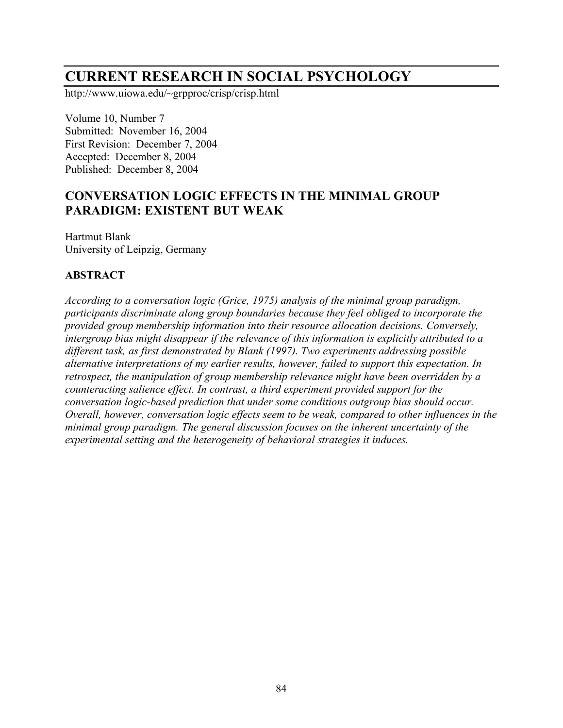# CURRENT RESEARCH IN SOCIAL PSYCHOLOGY

http://www.uiowa.edu/~grpproc/crisp/crisp.html

Volume 10, Number 7
Submitted: November 16, 2004
First Revision: December 7, 2004
Accepted: December 8, 2004
Published: December 8, 2004

## CONVERSATION LOGIC EFFECTS IN THE MINIMAL GROUP PARADIGM: EXISTENT BUT WEAK

Hartmut Blank
University of Leipzig, Germany

### ABSTRACT

*According to a conversation logic (Grice, 1975) analysis of the minimal group paradigm, participants discriminate along group boundaries because they feel obliged to incorporate the provided group membership information into their resource allocation decisions. Conversely, intergroup bias might disappear if the relevance of this information is explicitly attributed to a different task, as first demonstrated by Blank (1997). Two experiments addressing possible alternative interpretations of my earlier results, however, failed to support this expectation. In retrospect, the manipulation of group membership relevance might have been overridden by a counteracting salience effect. In contrast, a third experiment provided support for the conversation logic-based prediction that under some conditions outgroup bias should occur. Overall, however, conversation logic effects seem to be weak, compared to other influences in the minimal group paradigm. The general discussion focuses on the inherent uncertainty of the experimental setting and the heterogeneity of behavioral strategies it induces.*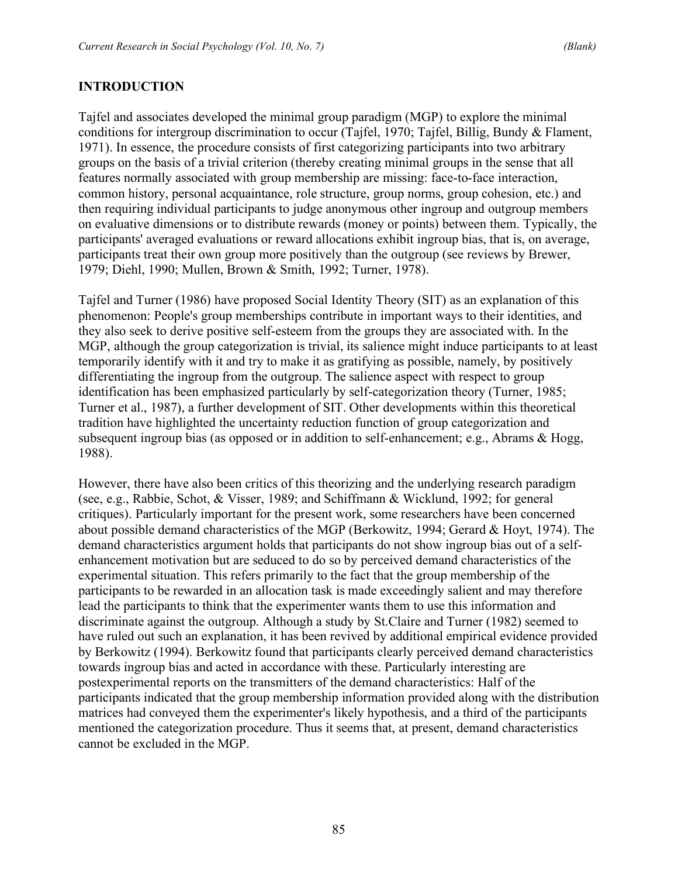## INTRODUCTION

Tajfel and associates developed the minimal group paradigm (MGP) to explore the minimal conditions for intergroup discrimination to occur (Tajfel, 1970; Tajfel, Billig, Bundy & Flament, 1971). In essence, the procedure consists of first categorizing participants into two arbitrary groups on the basis of a trivial criterion (thereby creating minimal groups in the sense that all features normally associated with group membership are missing: face-to-face interaction, common history, personal acquaintance, role structure, group norms, group cohesion, etc.) and then requiring individual participants to judge anonymous other ingroup and outgroup members on evaluative dimensions or to distribute rewards (money or points) between them. Typically, the participants' averaged evaluations or reward allocations exhibit ingroup bias, that is, on average, participants treat their own group more positively than the outgroup (see reviews by Brewer, 1979; Diehl, 1990; Mullen, Brown & Smith, 1992; Turner, 1978).

Tajfel and Turner (1986) have proposed Social Identity Theory (SIT) as an explanation of this phenomenon: People's group memberships contribute in important ways to their identities, and they also seek to derive positive self-esteem from the groups they are associated with. In the MGP, although the group categorization is trivial, its salience might induce participants to at least temporarily identify with it and try to make it as gratifying as possible, namely, by positively differentiating the ingroup from the outgroup. The salience aspect with respect to group identification has been emphasized particularly by self-categorization theory (Turner, 1985; Turner et al., 1987), a further development of SIT. Other developments within this theoretical tradition have highlighted the uncertainty reduction function of group categorization and subsequent ingroup bias (as opposed or in addition to self-enhancement; e.g., Abrams & Hogg, 1988).

However, there have also been critics of this theorizing and the underlying research paradigm (see, e.g., Rabbie, Schot, & Visser, 1989; and Schiffmann & Wicklund, 1992; for general critiques). Particularly important for the present work, some researchers have been concerned about possible demand characteristics of the MGP (Berkowitz, 1994; Gerard & Hoyt, 1974). The demand characteristics argument holds that participants do not show ingroup bias out of a self-enhancement motivation but are seduced to do so by perceived demand characteristics of the experimental situation. This refers primarily to the fact that the group membership of the participants to be rewarded in an allocation task is made exceedingly salient and may therefore lead the participants to think that the experimenter wants them to use this information and discriminate against the outgroup. Although a study by St.Claire and Turner (1982) seemed to have ruled out such an explanation, it has been revived by additional empirical evidence provided by Berkowitz (1994). Berkowitz found that participants clearly perceived demand characteristics towards ingroup bias and acted in accordance with these. Particularly interesting are postexperimental reports on the transmitters of the demand characteristics: Half of the participants indicated that the group membership information provided along with the distribution matrices had conveyed them the experimenter's likely hypothesis, and a third of the participants mentioned the categorization procedure. Thus it seems that, at present, demand characteristics cannot be excluded in the MGP.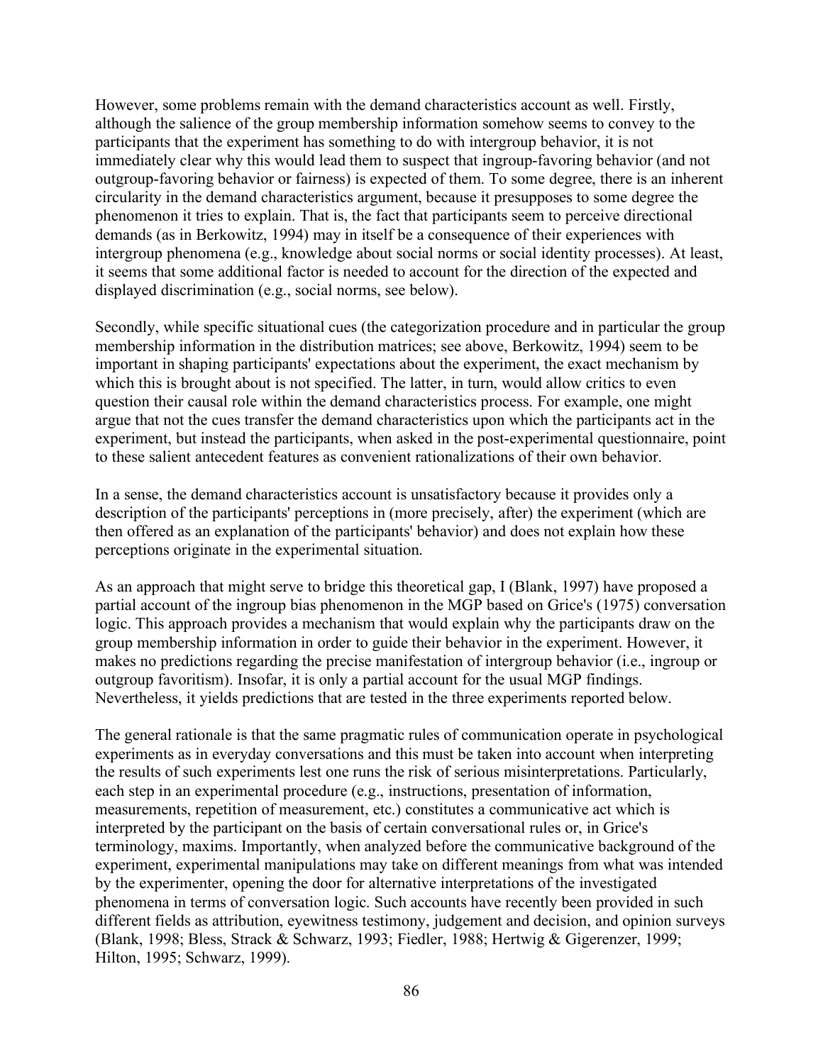However, some problems remain with the demand characteristics account as well. Firstly, although the salience of the group membership information somehow seems to convey to the participants that the experiment has something to do with intergroup behavior, it is not immediately clear why this would lead them to suspect that ingroup-favoring behavior (and not outgroup-favoring behavior or fairness) is expected of them. To some degree, there is an inherent circularity in the demand characteristics argument, because it presupposes to some degree the phenomenon it tries to explain. That is, the fact that participants seem to perceive directional demands (as in Berkowitz, 1994) may in itself be a consequence of their experiences with intergroup phenomena (e.g., knowledge about social norms or social identity processes). At least, it seems that some additional factor is needed to account for the direction of the expected and displayed discrimination (e.g., social norms, see below).

Secondly, while specific situational cues (the categorization procedure and in particular the group membership information in the distribution matrices; see above, Berkowitz, 1994) seem to be important in shaping participants' expectations about the experiment, the exact mechanism by which this is brought about is not specified. The latter, in turn, would allow critics to even question their causal role within the demand characteristics process. For example, one might argue that not the cues transfer the demand characteristics upon which the participants act in the experiment, but instead the participants, when asked in the post-experimental questionnaire, point to these salient antecedent features as convenient rationalizations of their own behavior.

In a sense, the demand characteristics account is unsatisfactory because it provides only a description of the participants' perceptions in (more precisely, after) the experiment (which are then offered as an explanation of the participants' behavior) and does not explain how these perceptions originate in the experimental situation.

As an approach that might serve to bridge this theoretical gap, I (Blank, 1997) have proposed a partial account of the ingroup bias phenomenon in the MGP based on Grice's (1975) conversation logic. This approach provides a mechanism that would explain why the participants draw on the group membership information in order to guide their behavior in the experiment. However, it makes no predictions regarding the precise manifestation of intergroup behavior (i.e., ingroup or outgroup favoritism). Insofar, it is only a partial account for the usual MGP findings. Nevertheless, it yields predictions that are tested in the three experiments reported below.

The general rationale is that the same pragmatic rules of communication operate in psychological experiments as in everyday conversations and this must be taken into account when interpreting the results of such experiments lest one runs the risk of serious misinterpretations. Particularly, each step in an experimental procedure (e.g., instructions, presentation of information, measurements, repetition of measurement, etc.) constitutes a communicative act which is interpreted by the participant on the basis of certain conversational rules or, in Grice's terminology, maxims. Importantly, when analyzed before the communicative background of the experiment, experimental manipulations may take on different meanings from what was intended by the experimenter, opening the door for alternative interpretations of the investigated phenomena in terms of conversation logic. Such accounts have recently been provided in such different fields as attribution, eyewitness testimony, judgement and decision, and opinion surveys (Blank, 1998; Bless, Strack & Schwarz, 1993; Fiedler, 1988; Hertwig & Gigerenzer, 1999; Hilton, 1995; Schwarz, 1999).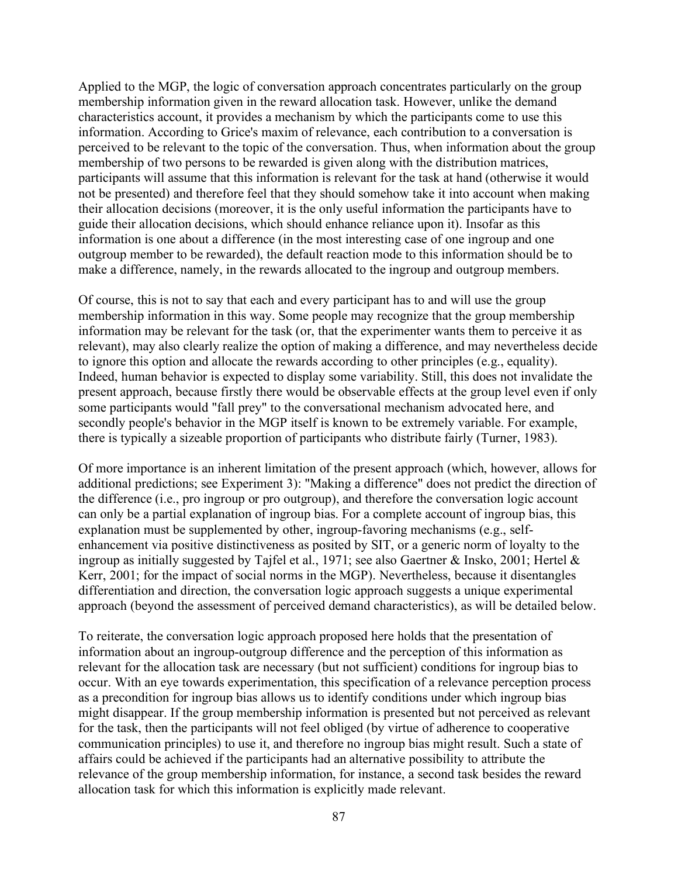Applied to the MGP, the logic of conversation approach concentrates particularly on the group membership information given in the reward allocation task. However, unlike the demand characteristics account, it provides a mechanism by which the participants come to use this information. According to Grice's maxim of relevance, each contribution to a conversation is perceived to be relevant to the topic of the conversation. Thus, when information about the group membership of two persons to be rewarded is given along with the distribution matrices, participants will assume that this information is relevant for the task at hand (otherwise it would not be presented) and therefore feel that they should somehow take it into account when making their allocation decisions (moreover, it is the only useful information the participants have to guide their allocation decisions, which should enhance reliance upon it). Insofar as this information is one about a difference (in the most interesting case of one ingroup and one outgroup member to be rewarded), the default reaction mode to this information should be to make a difference, namely, in the rewards allocated to the ingroup and outgroup members.

Of course, this is not to say that each and every participant has to and will use the group membership information in this way. Some people may recognize that the group membership information may be relevant for the task (or, that the experimenter wants them to perceive it as relevant), may also clearly realize the option of making a difference, and may nevertheless decide to ignore this option and allocate the rewards according to other principles (e.g., equality). Indeed, human behavior is expected to display some variability. Still, this does not invalidate the present approach, because firstly there would be observable effects at the group level even if only some participants would "fall prey" to the conversational mechanism advocated here, and secondly people's behavior in the MGP itself is known to be extremely variable. For example, there is typically a sizeable proportion of participants who distribute fairly (Turner, 1983).

Of more importance is an inherent limitation of the present approach (which, however, allows for additional predictions; see Experiment 3): "Making a difference" does not predict the direction of the difference (i.e., pro ingroup or pro outgroup), and therefore the conversation logic account can only be a partial explanation of ingroup bias. For a complete account of ingroup bias, this explanation must be supplemented by other, ingroup-favoring mechanisms (e.g., self-enhancement via positive distinctiveness as posited by SIT, or a generic norm of loyalty to the ingroup as initially suggested by Tajfel et al., 1971; see also Gaertner & Insko, 2001; Hertel & Kerr, 2001; for the impact of social norms in the MGP). Nevertheless, because it disentangles differentiation and direction, the conversation logic approach suggests a unique experimental approach (beyond the assessment of perceived demand characteristics), as will be detailed below.

To reiterate, the conversation logic approach proposed here holds that the presentation of information about an ingroup-outgroup difference and the perception of this information as relevant for the allocation task are necessary (but not sufficient) conditions for ingroup bias to occur. With an eye towards experimentation, this specification of a relevance perception process as a precondition for ingroup bias allows us to identify conditions under which ingroup bias might disappear. If the group membership information is presented but not perceived as relevant for the task, then the participants will not feel obliged (by virtue of adherence to cooperative communication principles) to use it, and therefore no ingroup bias might result. Such a state of affairs could be achieved if the participants had an alternative possibility to attribute the relevance of the group membership information, for instance, a second task besides the reward allocation task for which this information is explicitly made relevant.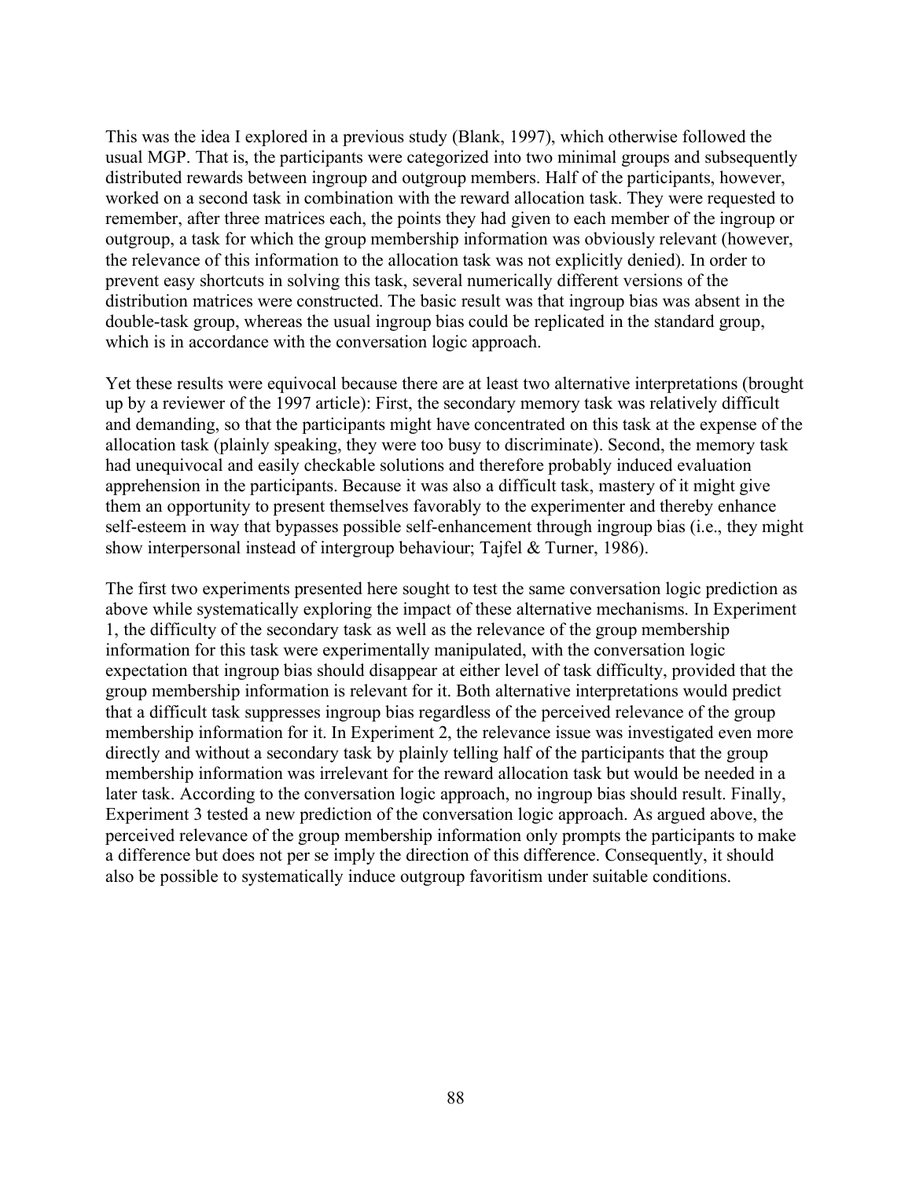This was the idea I explored in a previous study (Blank, 1997), which otherwise followed the usual MGP. That is, the participants were categorized into two minimal groups and subsequently distributed rewards between ingroup and outgroup members. Half of the participants, however, worked on a second task in combination with the reward allocation task. They were requested to remember, after three matrices each, the points they had given to each member of the ingroup or outgroup, a task for which the group membership information was obviously relevant (however, the relevance of this information to the allocation task was not explicitly denied). In order to prevent easy shortcuts in solving this task, several numerically different versions of the distribution matrices were constructed. The basic result was that ingroup bias was absent in the double-task group, whereas the usual ingroup bias could be replicated in the standard group, which is in accordance with the conversation logic approach.

Yet these results were equivocal because there are at least two alternative interpretations (brought up by a reviewer of the 1997 article): First, the secondary memory task was relatively difficult and demanding, so that the participants might have concentrated on this task at the expense of the allocation task (plainly speaking, they were too busy to discriminate). Second, the memory task had unequivocal and easily checkable solutions and therefore probably induced evaluation apprehension in the participants. Because it was also a difficult task, mastery of it might give them an opportunity to present themselves favorably to the experimenter and thereby enhance self-esteem in way that bypasses possible self-enhancement through ingroup bias (i.e., they might show interpersonal instead of intergroup behaviour; Tajfel & Turner, 1986).

The first two experiments presented here sought to test the same conversation logic prediction as above while systematically exploring the impact of these alternative mechanisms. In Experiment 1, the difficulty of the secondary task as well as the relevance of the group membership information for this task were experimentally manipulated, with the conversation logic expectation that ingroup bias should disappear at either level of task difficulty, provided that the group membership information is relevant for it. Both alternative interpretations would predict that a difficult task suppresses ingroup bias regardless of the perceived relevance of the group membership information for it. In Experiment 2, the relevance issue was investigated even more directly and without a secondary task by plainly telling half of the participants that the group membership information was irrelevant for the reward allocation task but would be needed in a later task. According to the conversation logic approach, no ingroup bias should result. Finally, Experiment 3 tested a new prediction of the conversation logic approach. As argued above, the perceived relevance of the group membership information only prompts the participants to make a difference but does not per se imply the direction of this difference. Consequently, it should also be possible to systematically induce outgroup favoritism under suitable conditions.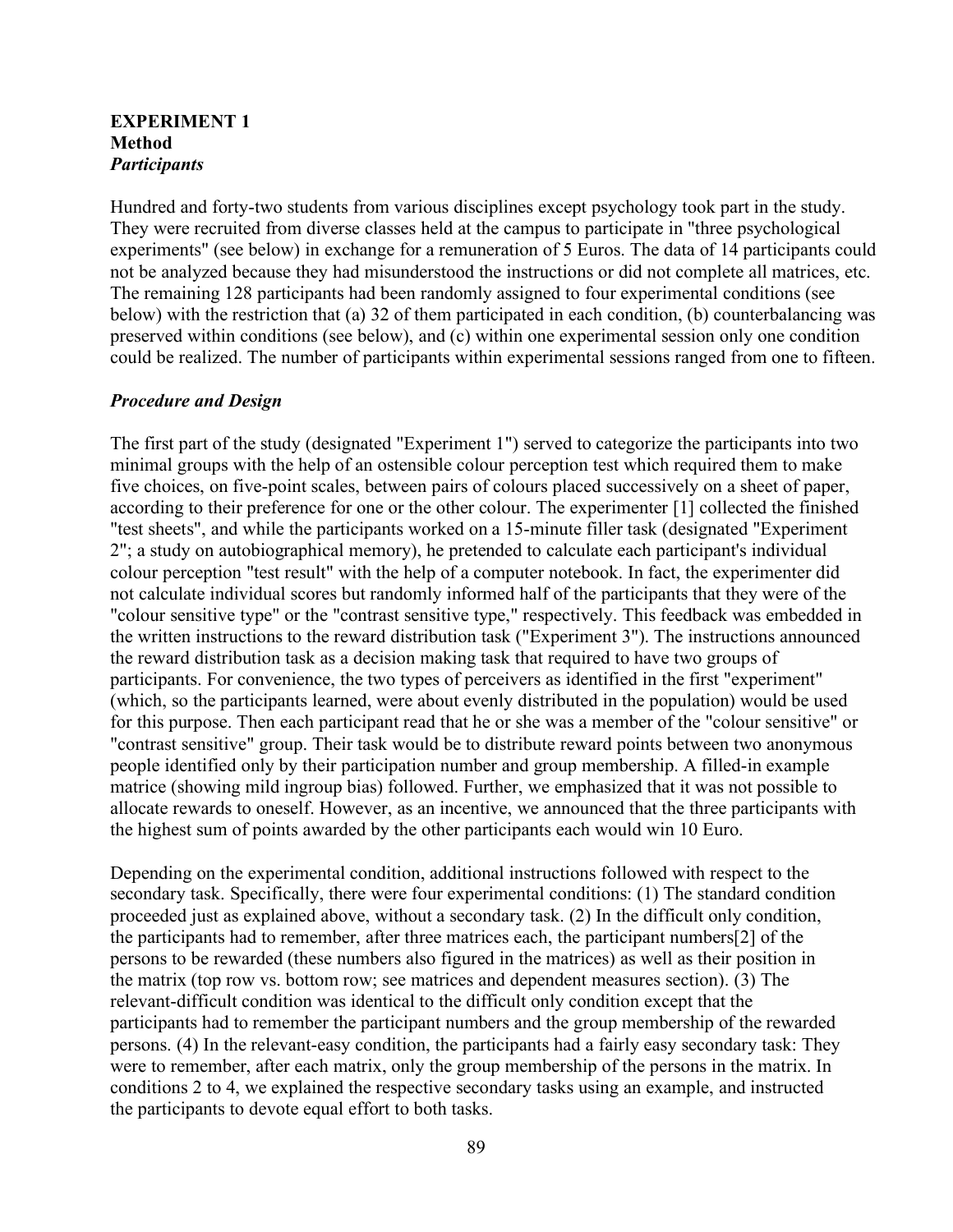## EXPERIMENT 1

### Method

#### *Participants*

Hundred and forty-two students from various disciplines except psychology took part in the study. They were recruited from diverse classes held at the campus to participate in "three psychological experiments" (see below) in exchange for a remuneration of 5 Euros. The data of 14 participants could not be analyzed because they had misunderstood the instructions or did not complete all matrices, etc. The remaining 128 participants had been randomly assigned to four experimental conditions (see below) with the restriction that (a) 32 of them participated in each condition, (b) counterbalancing was preserved within conditions (see below), and (c) within one experimental session only one condition could be realized. The number of participants within experimental sessions ranged from one to fifteen.

#### *Procedure and Design*

The first part of the study (designated "Experiment 1") served to categorize the participants into two minimal groups with the help of an ostensible colour perception test which required them to make five choices, on five-point scales, between pairs of colours placed successively on a sheet of paper, according to their preference for one or the other colour. The experimenter [1] collected the finished "test sheets", and while the participants worked on a 15-minute filler task (designated "Experiment 2"; a study on autobiographical memory), he pretended to calculate each participant's individual colour perception "test result" with the help of a computer notebook. In fact, the experimenter did not calculate individual scores but randomly informed half of the participants that they were of the "colour sensitive type" or the "contrast sensitive type," respectively. This feedback was embedded in the written instructions to the reward distribution task ("Experiment 3"). The instructions announced the reward distribution task as a decision making task that required to have two groups of participants. For convenience, the two types of perceivers as identified in the first "experiment" (which, so the participants learned, were about evenly distributed in the population) would be used for this purpose. Then each participant read that he or she was a member of the "colour sensitive" or "contrast sensitive" group. Their task would be to distribute reward points between two anonymous people identified only by their participation number and group membership. A filled-in example matrice (showing mild ingroup bias) followed. Further, we emphasized that it was not possible to allocate rewards to oneself. However, as an incentive, we announced that the three participants with the highest sum of points awarded by the other participants each would win 10 Euro.

Depending on the experimental condition, additional instructions followed with respect to the secondary task. Specifically, there were four experimental conditions: (1) The standard condition proceeded just as explained above, without a secondary task. (2) In the difficult only condition, the participants had to remember, after three matrices each, the participant numbers[2] of the persons to be rewarded (these numbers also figured in the matrices) as well as their position in the matrix (top row vs. bottom row; see matrices and dependent measures section). (3) The relevant-difficult condition was identical to the difficult only condition except that the participants had to remember the participant numbers and the group membership of the rewarded persons. (4) In the relevant-easy condition, the participants had a fairly easy secondary task: They were to remember, after each matrix, only the group membership of the persons in the matrix. In conditions 2 to 4, we explained the respective secondary tasks using an example, and instructed the participants to devote equal effort to both tasks.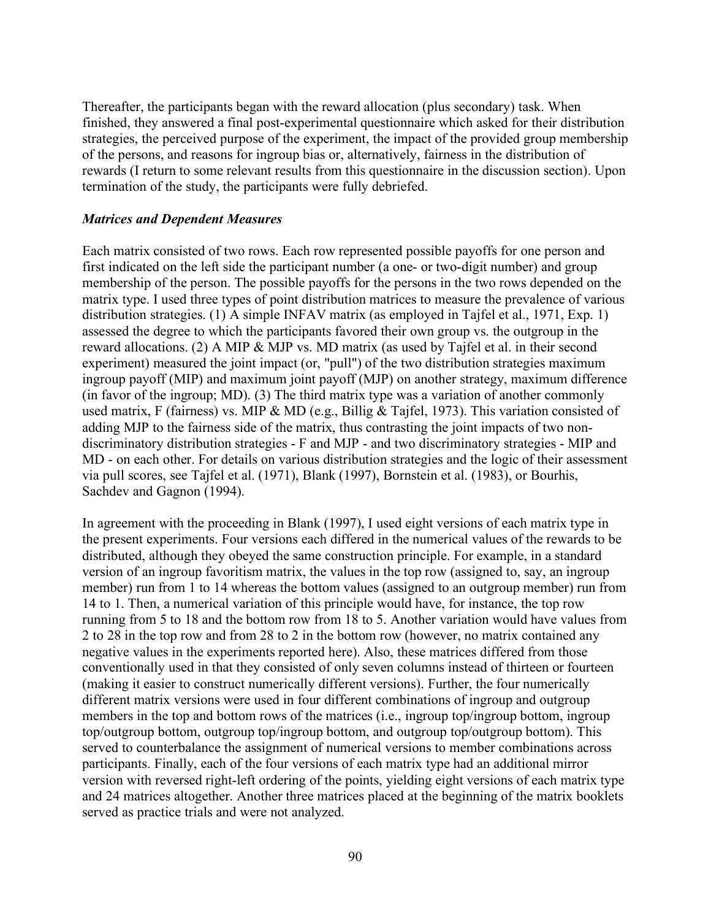Thereafter, the participants began with the reward allocation (plus secondary) task. When finished, they answered a final post-experimental questionnaire which asked for their distribution strategies, the perceived purpose of the experiment, the impact of the provided group membership of the persons, and reasons for ingroup bias or, alternatively, fairness in the distribution of rewards (I return to some relevant results from this questionnaire in the discussion section). Upon termination of the study, the participants were fully debriefed.

### *Matrices and Dependent Measures*

Each matrix consisted of two rows. Each row represented possible payoffs for one person and first indicated on the left side the participant number (a one- or two-digit number) and group membership of the person. The possible payoffs for the persons in the two rows depended on the matrix type. I used three types of point distribution matrices to measure the prevalence of various distribution strategies. (1) A simple INFAV matrix (as employed in Tajfel et al., 1971, Exp. 1) assessed the degree to which the participants favored their own group vs. the outgroup in the reward allocations. (2) A MIP & MJP vs. MD matrix (as used by Tajfel et al. in their second experiment) measured the joint impact (or, "pull") of the two distribution strategies maximum ingroup payoff (MIP) and maximum joint payoff (MJP) on another strategy, maximum difference (in favor of the ingroup; MD). (3) The third matrix type was a variation of another commonly used matrix, F (fairness) vs. MIP & MD (e.g., Billig & Tajfel, 1973). This variation consisted of adding MJP to the fairness side of the matrix, thus contrasting the joint impacts of two non-discriminatory distribution strategies - F and MJP - and two discriminatory strategies - MIP and MD - on each other. For details on various distribution strategies and the logic of their assessment via pull scores, see Tajfel et al. (1971), Blank (1997), Bornstein et al. (1983), or Bourhis, Sachdev and Gagnon (1994).

In agreement with the proceeding in Blank (1997), I used eight versions of each matrix type in the present experiments. Four versions each differed in the numerical values of the rewards to be distributed, although they obeyed the same construction principle. For example, in a standard version of an ingroup favoritism matrix, the values in the top row (assigned to, say, an ingroup member) run from 1 to 14 whereas the bottom values (assigned to an outgroup member) run from 14 to 1. Then, a numerical variation of this principle would have, for instance, the top row running from 5 to 18 and the bottom row from 18 to 5. Another variation would have values from 2 to 28 in the top row and from 28 to 2 in the bottom row (however, no matrix contained any negative values in the experiments reported here). Also, these matrices differed from those conventionally used in that they consisted of only seven columns instead of thirteen or fourteen (making it easier to construct numerically different versions). Further, the four numerically different matrix versions were used in four different combinations of ingroup and outgroup members in the top and bottom rows of the matrices (i.e., ingroup top/ingroup bottom, ingroup top/outgroup bottom, outgroup top/ingroup bottom, and outgroup top/outgroup bottom). This served to counterbalance the assignment of numerical versions to member combinations across participants. Finally, each of the four versions of each matrix type had an additional mirror version with reversed right-left ordering of the points, yielding eight versions of each matrix type and 24 matrices altogether. Another three matrices placed at the beginning of the matrix booklets served as practice trials and were not analyzed.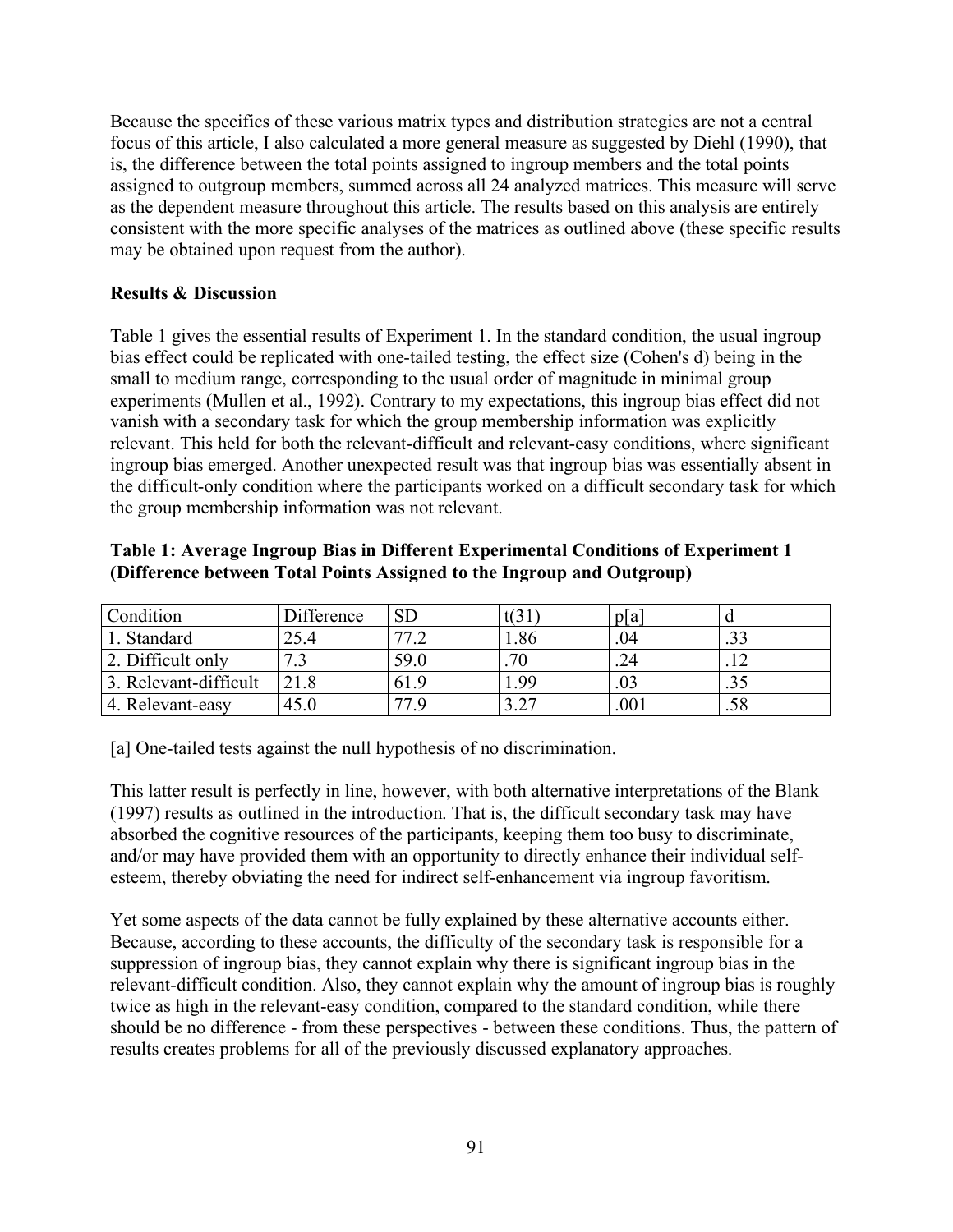Because the specifics of these various matrix types and distribution strategies are not a central focus of this article, I also calculated a more general measure as suggested by Diehl (1990), that is, the difference between the total points assigned to ingroup members and the total points assigned to outgroup members, summed across all 24 analyzed matrices. This measure will serve as the dependent measure throughout this article. The results based on this analysis are entirely consistent with the more specific analyses of the matrices as outlined above (these specific results may be obtained upon request from the author).

**Results & Discussion**

Table 1 gives the essential results of Experiment 1. In the standard condition, the usual ingroup bias effect could be replicated with one-tailed testing, the effect size (Cohen's d) being in the small to medium range, corresponding to the usual order of magnitude in minimal group experiments (Mullen et al., 1992). Contrary to my expectations, this ingroup bias effect did not vanish with a secondary task for which the group membership information was explicitly relevant. This held for both the relevant-difficult and relevant-easy conditions, where significant ingroup bias emerged. Another unexpected result was that ingroup bias was essentially absent in the difficult-only condition where the participants worked on a difficult secondary task for which the group membership information was not relevant.

**Table 1: Average Ingroup Bias in Different Experimental Conditions of Experiment 1 (Difference between Total Points Assigned to the Ingroup and Outgroup)**

| Condition | Difference | SD | t(31) | p[a] | d |
|---|---|---|---|---|---|
| 1. Standard | 25.4 | 77.2 | 1.86 | .04 | .33 |
| 2. Difficult only | 7.3 | 59.0 | .70 | .24 | .12 |
| 3. Relevant-difficult | 21.8 | 61.9 | 1.99 | .03 | .35 |
| 4. Relevant-easy | 45.0 | 77.9 | 3.27 | .001 | .58 |

[a] One-tailed tests against the null hypothesis of no discrimination.

This latter result is perfectly in line, however, with both alternative interpretations of the Blank (1997) results as outlined in the introduction. That is, the difficult secondary task may have absorbed the cognitive resources of the participants, keeping them too busy to discriminate, and/or may have provided them with an opportunity to directly enhance their individual self-esteem, thereby obviating the need for indirect self-enhancement via ingroup favoritism.

Yet some aspects of the data cannot be fully explained by these alternative accounts either. Because, according to these accounts, the difficulty of the secondary task is responsible for a suppression of ingroup bias, they cannot explain why there is significant ingroup bias in the relevant-difficult condition. Also, they cannot explain why the amount of ingroup bias is roughly twice as high in the relevant-easy condition, compared to the standard condition, while there should be no difference - from these perspectives - between these conditions. Thus, the pattern of results creates problems for all of the previously discussed explanatory approaches.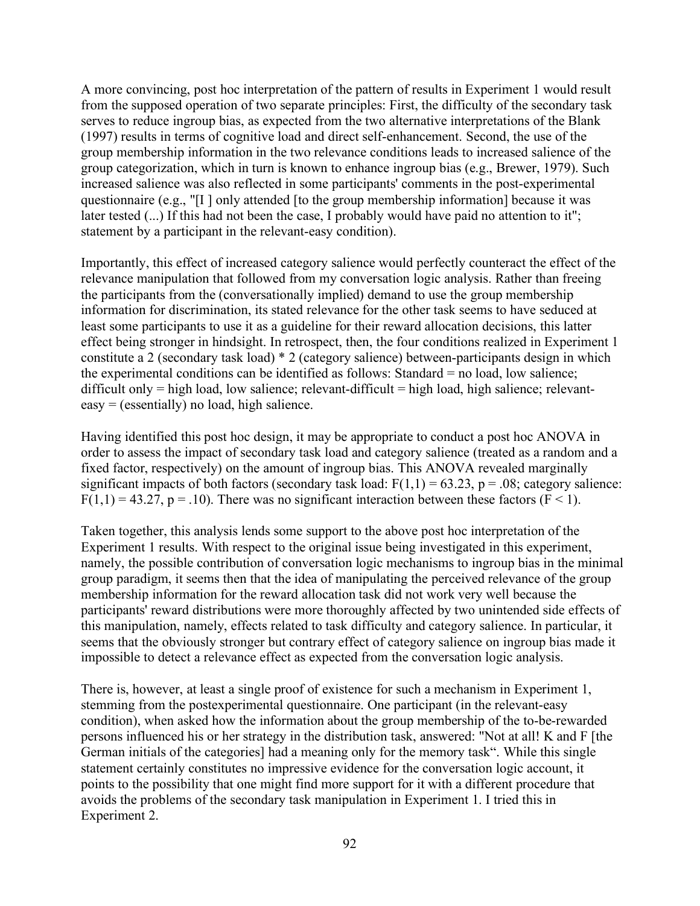A more convincing, post hoc interpretation of the pattern of results in Experiment 1 would result from the supposed operation of two separate principles: First, the difficulty of the secondary task serves to reduce ingroup bias, as expected from the two alternative interpretations of the Blank (1997) results in terms of cognitive load and direct self-enhancement. Second, the use of the group membership information in the two relevance conditions leads to increased salience of the group categorization, which in turn is known to enhance ingroup bias (e.g., Brewer, 1979). Such increased salience was also reflected in some participants' comments in the post-experimental questionnaire (e.g., "[I ] only attended [to the group membership information] because it was later tested (...) If this had not been the case, I probably would have paid no attention to it"; statement by a participant in the relevant-easy condition).

Importantly, this effect of increased category salience would perfectly counteract the effect of the relevance manipulation that followed from my conversation logic analysis. Rather than freeing the participants from the (conversationally implied) demand to use the group membership information for discrimination, its stated relevance for the other task seems to have seduced at least some participants to use it as a guideline for their reward allocation decisions, this latter effect being stronger in hindsight. In retrospect, then, the four conditions realized in Experiment 1 constitute a 2 (secondary task load) * 2 (category salience) between-participants design in which the experimental conditions can be identified as follows: Standard = no load, low salience; difficult only = high load, low salience; relevant-difficult = high load, high salience; relevant-easy = (essentially) no load, high salience.

Having identified this post hoc design, it may be appropriate to conduct a post hoc ANOVA in order to assess the impact of secondary task load and category salience (treated as a random and a fixed factor, respectively) on the amount of ingroup bias. This ANOVA revealed marginally significant impacts of both factors (secondary task load: $F(1,1) = 63.23$, $p = .08$; category salience: $F(1,1) = 43.27$, $p = .10$). There was no significant interaction between these factors ($F < 1$).

Taken together, this analysis lends some support to the above post hoc interpretation of the Experiment 1 results. With respect to the original issue being investigated in this experiment, namely, the possible contribution of conversation logic mechanisms to ingroup bias in the minimal group paradigm, it seems then that the idea of manipulating the perceived relevance of the group membership information for the reward allocation task did not work very well because the participants' reward distributions were more thoroughly affected by two unintended side effects of this manipulation, namely, effects related to task difficulty and category salience. In particular, it seems that the obviously stronger but contrary effect of category salience on ingroup bias made it impossible to detect a relevance effect as expected from the conversation logic analysis.

There is, however, at least a single proof of existence for such a mechanism in Experiment 1, stemming from the postexperimental questionnaire. One participant (in the relevant-easy condition), when asked how the information about the group membership of the to-be-rewarded persons influenced his or her strategy in the distribution task, answered: "Not at all! K and F [the German initials of the categories] had a meaning only for the memory task". While this single statement certainly constitutes no impressive evidence for the conversation logic account, it points to the possibility that one might find more support for it with a different procedure that avoids the problems of the secondary task manipulation in Experiment 1. I tried this in Experiment 2.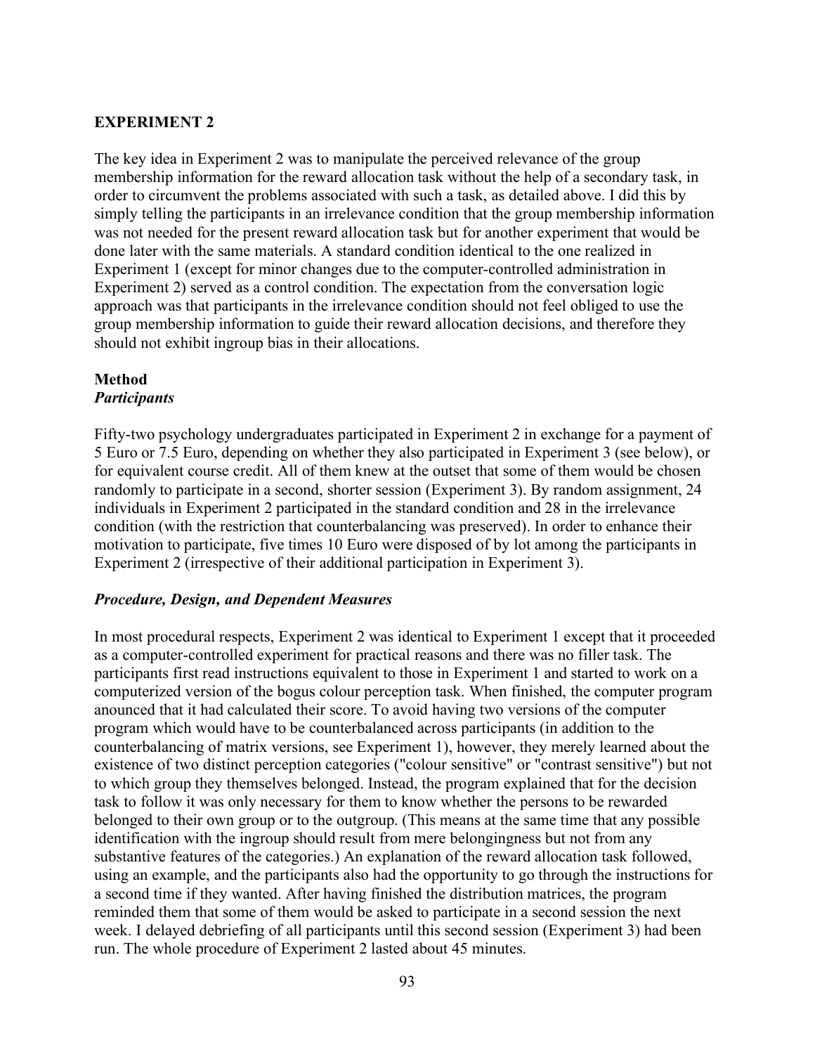## EXPERIMENT 2

The key idea in Experiment 2 was to manipulate the perceived relevance of the group membership information for the reward allocation task without the help of a secondary task, in order to circumvent the problems associated with such a task, as detailed above. I did this by simply telling the participants in an irrelevance condition that the group membership information was not needed for the present reward allocation task but for another experiment that would be done later with the same materials. A standard condition identical to the one realized in Experiment 1 (except for minor changes due to the computer-controlled administration in Experiment 2) served as a control condition. The expectation from the conversation logic approach was that participants in the irrelevance condition should not feel obliged to use the group membership information to guide their reward allocation decisions, and therefore they should not exhibit ingroup bias in their allocations.

### Method

#### *Participants*

Fifty-two psychology undergraduates participated in Experiment 2 in exchange for a payment of 5 Euro or 7.5 Euro, depending on whether they also participated in Experiment 3 (see below), or for equivalent course credit. All of them knew at the outset that some of them would be chosen randomly to participate in a second, shorter session (Experiment 3). By random assignment, 24 individuals in Experiment 2 participated in the standard condition and 28 in the irrelevance condition (with the restriction that counterbalancing was preserved). In order to enhance their motivation to participate, five times 10 Euro were disposed of by lot among the participants in Experiment 2 (irrespective of their additional participation in Experiment 3).

#### *Procedure, Design, and Dependent Measures*

In most procedural respects, Experiment 2 was identical to Experiment 1 except that it proceeded as a computer-controlled experiment for practical reasons and there was no filler task. The participants first read instructions equivalent to those in Experiment 1 and started to work on a computerized version of the bogus colour perception task. When finished, the computer program anounced that it had calculated their score. To avoid having two versions of the computer program which would have to be counterbalanced across participants (in addition to the counterbalancing of matrix versions, see Experiment 1), however, they merely learned about the existence of two distinct perception categories ("colour sensitive" or "contrast sensitive") but not to which group they themselves belonged. Instead, the program explained that for the decision task to follow it was only necessary for them to know whether the persons to be rewarded belonged to their own group or to the outgroup. (This means at the same time that any possible identification with the ingroup should result from mere belongingness but not from any substantive features of the categories.) An explanation of the reward allocation task followed, using an example, and the participants also had the opportunity to go through the instructions for a second time if they wanted. After having finished the distribution matrices, the program reminded them that some of them would be asked to participate in a second session the next week. I delayed debriefing of all participants until this second session (Experiment 3) had been run. The whole procedure of Experiment 2 lasted about 45 minutes.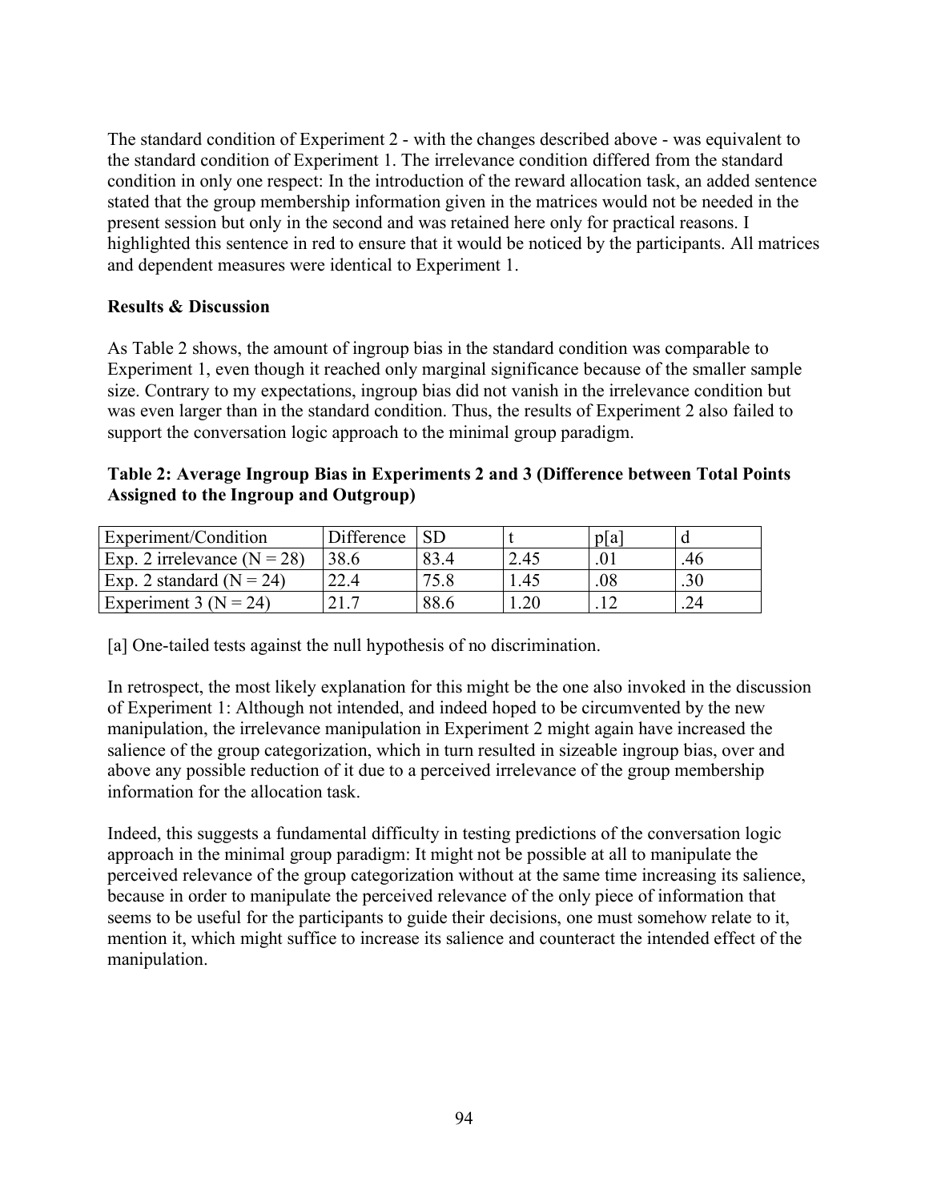The standard condition of Experiment 2 - with the changes described above - was equivalent to the standard condition of Experiment 1. The irrelevance condition differed from the standard condition in only one respect: In the introduction of the reward allocation task, an added sentence stated that the group membership information given in the matrices would not be needed in the present session but only in the second and was retained here only for practical reasons. I highlighted this sentence in red to ensure that it would be noticed by the participants. All matrices and dependent measures were identical to Experiment 1.

**Results & Discussion**

As Table 2 shows, the amount of ingroup bias in the standard condition was comparable to Experiment 1, even though it reached only marginal significance because of the smaller sample size. Contrary to my expectations, ingroup bias did not vanish in the irrelevance condition but was even larger than in the standard condition. Thus, the results of Experiment 2 also failed to support the conversation logic approach to the minimal group paradigm.

**Table 2: Average Ingroup Bias in Experiments 2 and 3 (Difference between Total Points Assigned to the Ingroup and Outgroup)**

| Experiment/Condition | Difference | SD | t | p[a] | d |
|---|---|---|---|---|---|
| Exp. 2 irrelevance (N = 28) | 38.6 | 83.4 | 2.45 | .01 | .46 |
| Exp. 2 standard (N = 24) | 22.4 | 75.8 | 1.45 | .08 | .30 |
| Experiment 3 (N = 24) | 21.7 | 88.6 | 1.20 | .12 | .24 |

[a] One-tailed tests against the null hypothesis of no discrimination.

In retrospect, the most likely explanation for this might be the one also invoked in the discussion of Experiment 1: Although not intended, and indeed hoped to be circumvented by the new manipulation, the irrelevance manipulation in Experiment 2 might again have increased the salience of the group categorization, which in turn resulted in sizeable ingroup bias, over and above any possible reduction of it due to a perceived irrelevance of the group membership information for the allocation task.

Indeed, this suggests a fundamental difficulty in testing predictions of the conversation logic approach in the minimal group paradigm: It might not be possible at all to manipulate the perceived relevance of the group categorization without at the same time increasing its salience, because in order to manipulate the perceived relevance of the only piece of information that seems to be useful for the participants to guide their decisions, one must somehow relate to it, mention it, which might suffice to increase its salience and counteract the intended effect of the manipulation.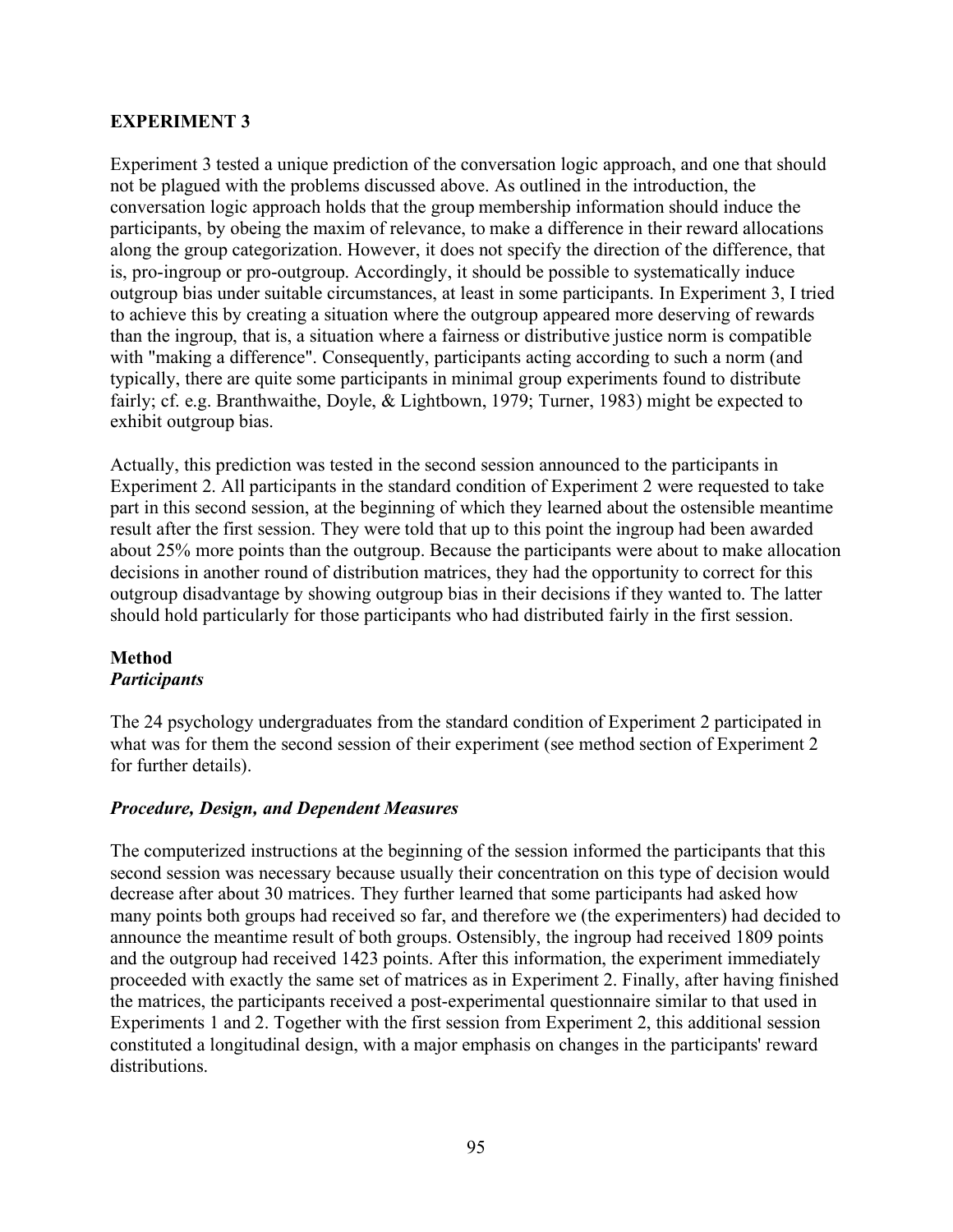## EXPERIMENT 3

Experiment 3 tested a unique prediction of the conversation logic approach, and one that should not be plagued with the problems discussed above. As outlined in the introduction, the conversation logic approach holds that the group membership information should induce the participants, by obeing the maxim of relevance, to make a difference in their reward allocations along the group categorization. However, it does not specify the direction of the difference, that is, pro-ingroup or pro-outgroup. Accordingly, it should be possible to systematically induce outgroup bias under suitable circumstances, at least in some participants. In Experiment 3, I tried to achieve this by creating a situation where the outgroup appeared more deserving of rewards than the ingroup, that is, a situation where a fairness or distributive justice norm is compatible with "making a difference". Consequently, participants acting according to such a norm (and typically, there are quite some participants in minimal group experiments found to distribute fairly; cf. e.g. Branthwaithe, Doyle, & Lightbown, 1979; Turner, 1983) might be expected to exhibit outgroup bias.

Actually, this prediction was tested in the second session announced to the participants in Experiment 2. All participants in the standard condition of Experiment 2 were requested to take part in this second session, at the beginning of which they learned about the ostensible meantime result after the first session. They were told that up to this point the ingroup had been awarded about 25% more points than the outgroup. Because the participants were about to make allocation decisions in another round of distribution matrices, they had the opportunity to correct for this outgroup disadvantage by showing outgroup bias in their decisions if they wanted to. The latter should hold particularly for those participants who had distributed fairly in the first session.

### Method

#### *Participants*

The 24 psychology undergraduates from the standard condition of Experiment 2 participated in what was for them the second session of their experiment (see method section of Experiment 2 for further details).

#### *Procedure, Design, and Dependent Measures*

The computerized instructions at the beginning of the session informed the participants that this second session was necessary because usually their concentration on this type of decision would decrease after about 30 matrices. They further learned that some participants had asked how many points both groups had received so far, and therefore we (the experimenters) had decided to announce the meantime result of both groups. Ostensibly, the ingroup had received 1809 points and the outgroup had received 1423 points. After this information, the experiment immediately proceeded with exactly the same set of matrices as in Experiment 2. Finally, after having finished the matrices, the participants received a post-experimental questionnaire similar to that used in Experiments 1 and 2. Together with the first session from Experiment 2, this additional session constituted a longitudinal design, with a major emphasis on changes in the participants' reward distributions.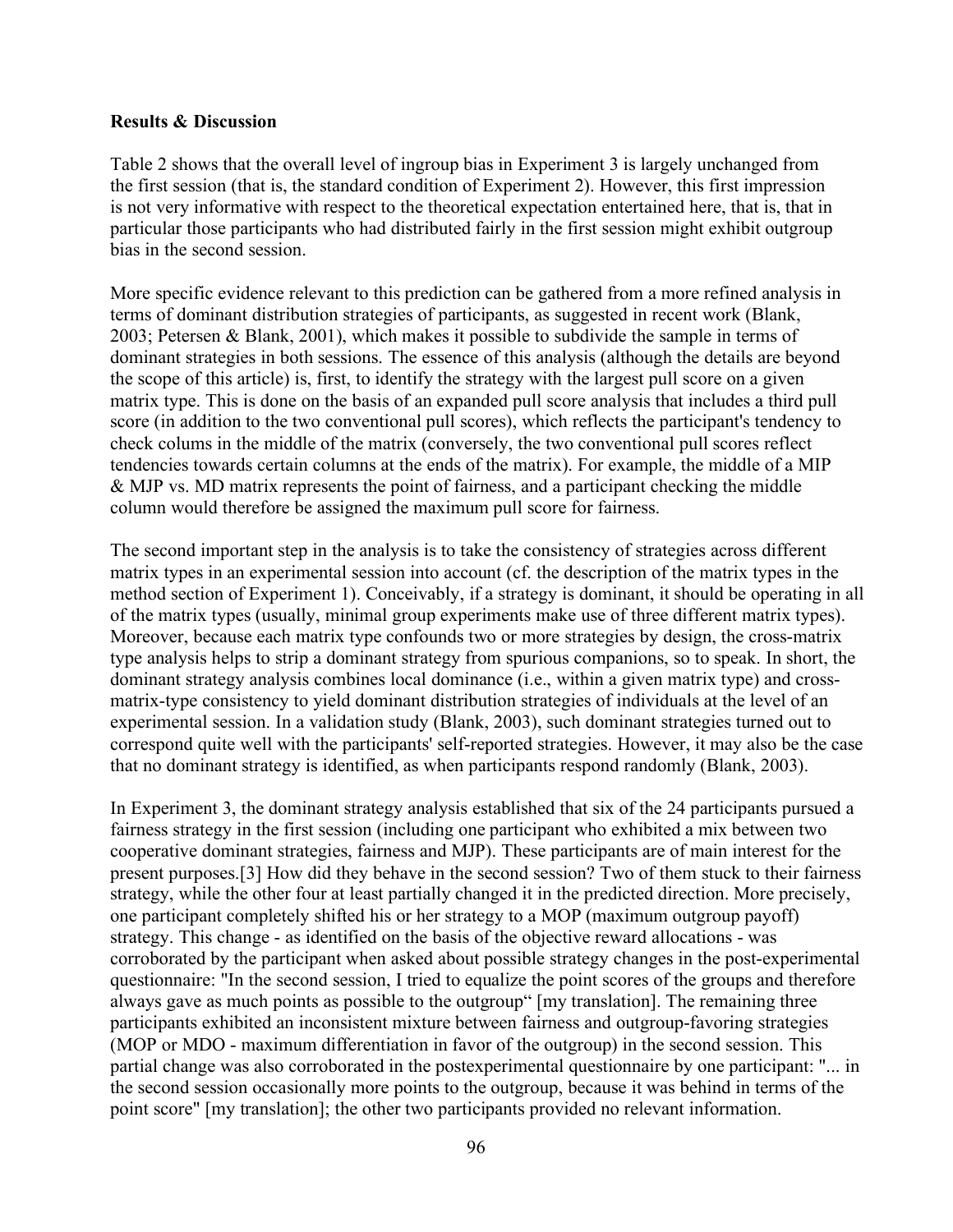**Results & Discussion**

Table 2 shows that the overall level of ingroup bias in Experiment 3 is largely unchanged from the first session (that is, the standard condition of Experiment 2). However, this first impression is not very informative with respect to the theoretical expectation entertained here, that is, that in particular those participants who had distributed fairly in the first session might exhibit outgroup bias in the second session.

More specific evidence relevant to this prediction can be gathered from a more refined analysis in terms of dominant distribution strategies of participants, as suggested in recent work (Blank, 2003; Petersen & Blank, 2001), which makes it possible to subdivide the sample in terms of dominant strategies in both sessions. The essence of this analysis (although the details are beyond the scope of this article) is, first, to identify the strategy with the largest pull score on a given matrix type. This is done on the basis of an expanded pull score analysis that includes a third pull score (in addition to the two conventional pull scores), which reflects the participant's tendency to check colums in the middle of the matrix (conversely, the two conventional pull scores reflect tendencies towards certain columns at the ends of the matrix). For example, the middle of a MIP & MJP vs. MD matrix represents the point of fairness, and a participant checking the middle column would therefore be assigned the maximum pull score for fairness.

The second important step in the analysis is to take the consistency of strategies across different matrix types in an experimental session into account (cf. the description of the matrix types in the method section of Experiment 1). Conceivably, if a strategy is dominant, it should be operating in all of the matrix types (usually, minimal group experiments make use of three different matrix types). Moreover, because each matrix type confounds two or more strategies by design, the cross-matrix type analysis helps to strip a dominant strategy from spurious companions, so to speak. In short, the dominant strategy analysis combines local dominance (i.e., within a given matrix type) and cross-matrix-type consistency to yield dominant distribution strategies of individuals at the level of an experimental session. In a validation study (Blank, 2003), such dominant strategies turned out to correspond quite well with the participants' self-reported strategies. However, it may also be the case that no dominant strategy is identified, as when participants respond randomly (Blank, 2003).

In Experiment 3, the dominant strategy analysis established that six of the 24 participants pursued a fairness strategy in the first session (including one participant who exhibited a mix between two cooperative dominant strategies, fairness and MJP). These participants are of main interest for the present purposes.[3] How did they behave in the second session? Two of them stuck to their fairness strategy, while the other four at least partially changed it in the predicted direction. More precisely, one participant completely shifted his or her strategy to a MOP (maximum outgroup payoff) strategy. This change - as identified on the basis of the objective reward allocations - was corroborated by the participant when asked about possible strategy changes in the post-experimental questionnaire: "In the second session, I tried to equalize the point scores of the groups and therefore always gave as much points as possible to the outgroup“ [my translation]. The remaining three participants exhibited an inconsistent mixture between fairness and outgroup-favoring strategies (MOP or MDO - maximum differentiation in favor of the outgroup) in the second session. This partial change was also corroborated in the postexperimental questionnaire by one participant: "... in the second session occasionally more points to the outgroup, because it was behind in terms of the point score" [my translation]; the other two participants provided no relevant information.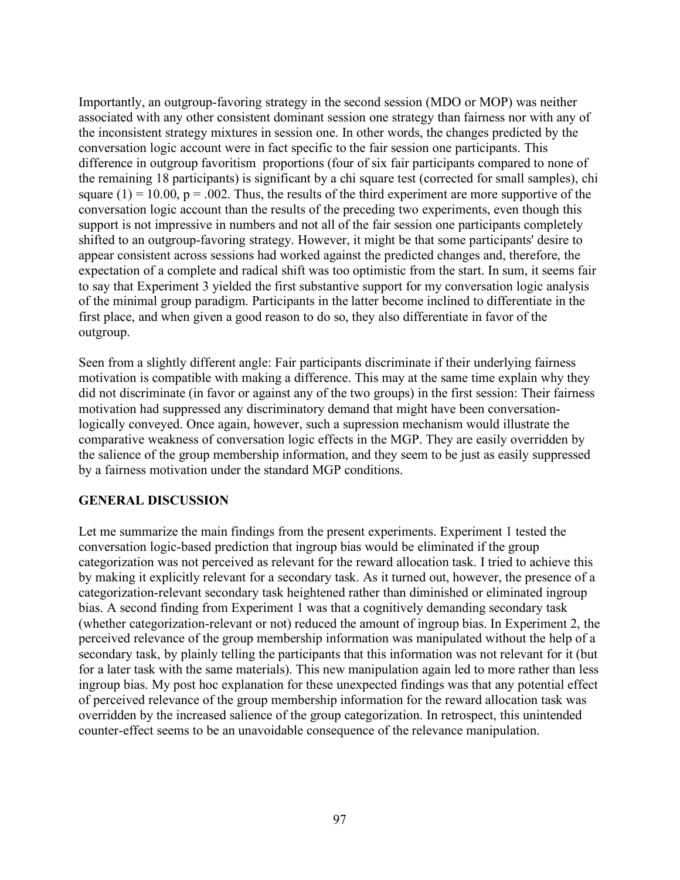Importantly, an outgroup-favoring strategy in the second session (MDO or MOP) was neither associated with any other consistent dominant session one strategy than fairness nor with any of the inconsistent strategy mixtures in session one. In other words, the changes predicted by the conversation logic account were in fact specific to the fair session one participants. This difference in outgroup favoritism proportions (four of six fair participants compared to none of the remaining 18 participants) is significant by a chi square test (corrected for small samples), chi square $(1) = 10.00$, $p = .002$. Thus, the results of the third experiment are more supportive of the conversation logic account than the results of the preceding two experiments, even though this support is not impressive in numbers and not all of the fair session one participants completely shifted to an outgroup-favoring strategy. However, it might be that some participants' desire to appear consistent across sessions had worked against the predicted changes and, therefore, the expectation of a complete and radical shift was too optimistic from the start. In sum, it seems fair to say that Experiment 3 yielded the first substantive support for my conversation logic analysis of the minimal group paradigm. Participants in the latter become inclined to differentiate in the first place, and when given a good reason to do so, they also differentiate in favor of the outgroup.

Seen from a slightly different angle: Fair participants discriminate if their underlying fairness motivation is compatible with making a difference. This may at the same time explain why they did not discriminate (in favor or against any of the two groups) in the first session: Their fairness motivation had suppressed any discriminatory demand that might have been conversation-logically conveyed. Once again, however, such a supression mechanism would illustrate the comparative weakness of conversation logic effects in the MGP. They are easily overridden by the salience of the group membership information, and they seem to be just as easily suppressed by a fairness motivation under the standard MGP conditions.

## GENERAL DISCUSSION

Let me summarize the main findings from the present experiments. Experiment 1 tested the conversation logic-based prediction that ingroup bias would be eliminated if the group categorization was not perceived as relevant for the reward allocation task. I tried to achieve this by making it explicitly relevant for a secondary task. As it turned out, however, the presence of a categorization-relevant secondary task heightened rather than diminished or eliminated ingroup bias. A second finding from Experiment 1 was that a cognitively demanding secondary task (whether categorization-relevant or not) reduced the amount of ingroup bias. In Experiment 2, the perceived relevance of the group membership information was manipulated without the help of a secondary task, by plainly telling the participants that this information was not relevant for it (but for a later task with the same materials). This new manipulation again led to more rather than less ingroup bias. My post hoc explanation for these unexpected findings was that any potential effect of perceived relevance of the group membership information for the reward allocation task was overridden by the increased salience of the group categorization. In retrospect, this unintended counter-effect seems to be an unavoidable consequence of the relevance manipulation.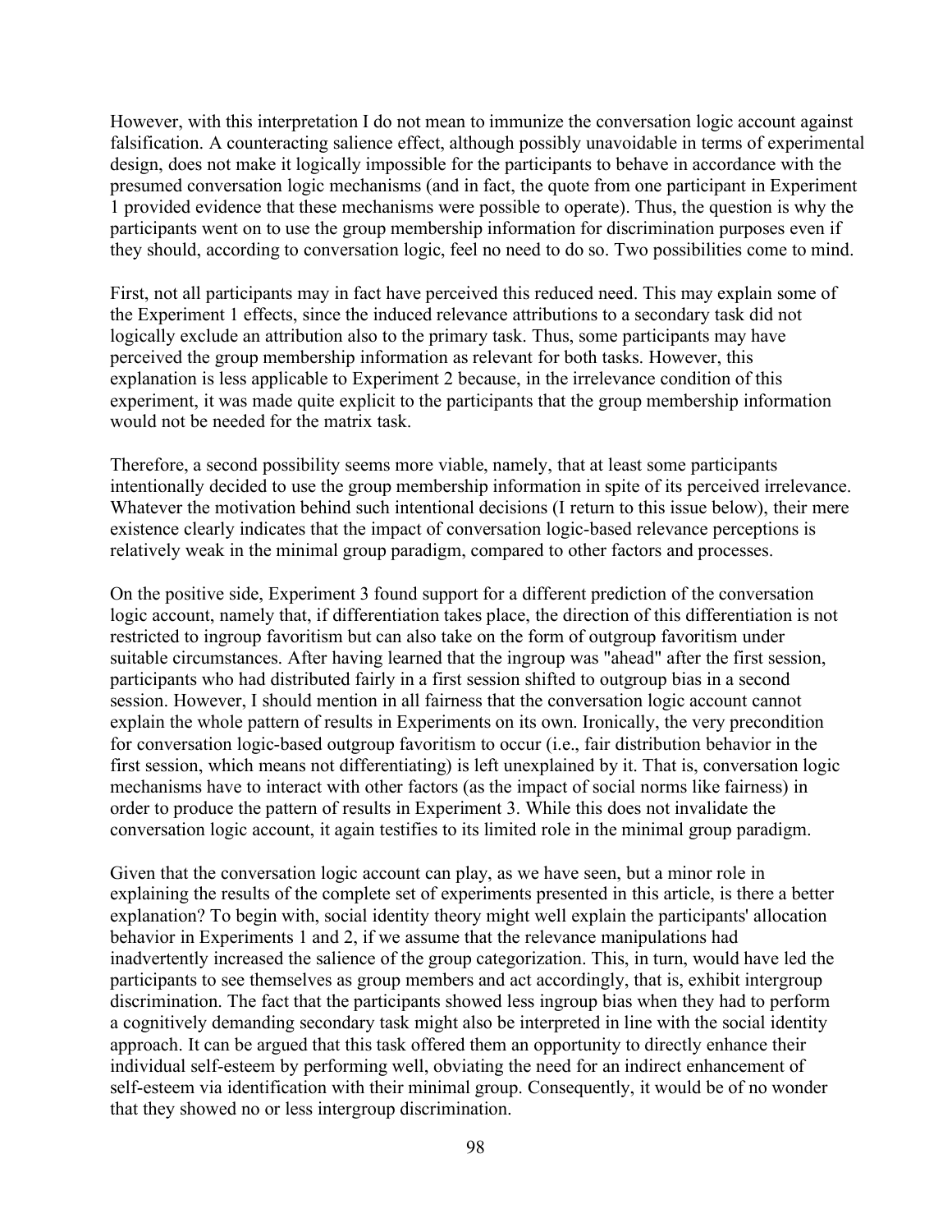However, with this interpretation I do not mean to immunize the conversation logic account against falsification. A counteracting salience effect, although possibly unavoidable in terms of experimental design, does not make it logically impossible for the participants to behave in accordance with the presumed conversation logic mechanisms (and in fact, the quote from one participant in Experiment 1 provided evidence that these mechanisms were possible to operate). Thus, the question is why the participants went on to use the group membership information for discrimination purposes even if they should, according to conversation logic, feel no need to do so. Two possibilities come to mind.

First, not all participants may in fact have perceived this reduced need. This may explain some of the Experiment 1 effects, since the induced relevance attributions to a secondary task did not logically exclude an attribution also to the primary task. Thus, some participants may have perceived the group membership information as relevant for both tasks. However, this explanation is less applicable to Experiment 2 because, in the irrelevance condition of this experiment, it was made quite explicit to the participants that the group membership information would not be needed for the matrix task.

Therefore, a second possibility seems more viable, namely, that at least some participants intentionally decided to use the group membership information in spite of its perceived irrelevance. Whatever the motivation behind such intentional decisions (I return to this issue below), their mere existence clearly indicates that the impact of conversation logic-based relevance perceptions is relatively weak in the minimal group paradigm, compared to other factors and processes.

On the positive side, Experiment 3 found support for a different prediction of the conversation logic account, namely that, if differentiation takes place, the direction of this differentiation is not restricted to ingroup favoritism but can also take on the form of outgroup favoritism under suitable circumstances. After having learned that the ingroup was "ahead" after the first session, participants who had distributed fairly in a first session shifted to outgroup bias in a second session. However, I should mention in all fairness that the conversation logic account cannot explain the whole pattern of results in Experiments on its own. Ironically, the very precondition for conversation logic-based outgroup favoritism to occur (i.e., fair distribution behavior in the first session, which means not differentiating) is left unexplained by it. That is, conversation logic mechanisms have to interact with other factors (as the impact of social norms like fairness) in order to produce the pattern of results in Experiment 3. While this does not invalidate the conversation logic account, it again testifies to its limited role in the minimal group paradigm.

Given that the conversation logic account can play, as we have seen, but a minor role in explaining the results of the complete set of experiments presented in this article, is there a better explanation? To begin with, social identity theory might well explain the participants' allocation behavior in Experiments 1 and 2, if we assume that the relevance manipulations had inadvertently increased the salience of the group categorization. This, in turn, would have led the participants to see themselves as group members and act accordingly, that is, exhibit intergroup discrimination. The fact that the participants showed less ingroup bias when they had to perform a cognitively demanding secondary task might also be interpreted in line with the social identity approach. It can be argued that this task offered them an opportunity to directly enhance their individual self-esteem by performing well, obviating the need for an indirect enhancement of self-esteem via identification with their minimal group. Consequently, it would be of no wonder that they showed no or less intergroup discrimination.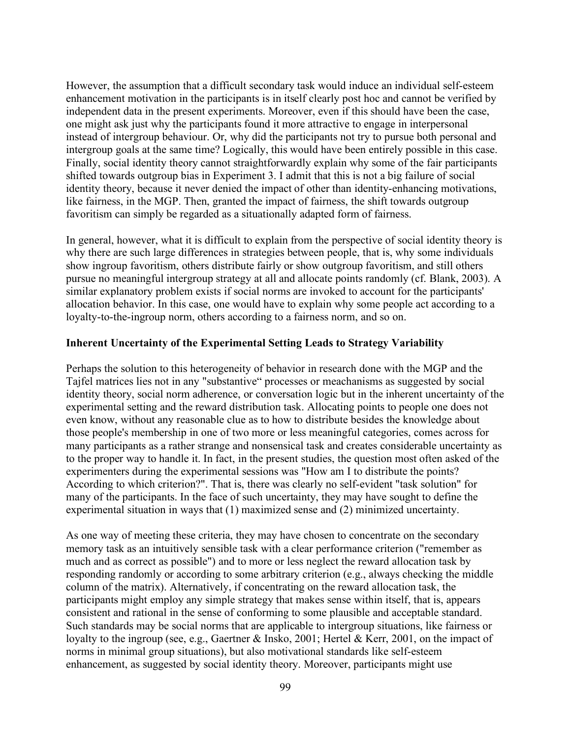However, the assumption that a difficult secondary task would induce an individual self-esteem enhancement motivation in the participants is in itself clearly post hoc and cannot be verified by independent data in the present experiments. Moreover, even if this should have been the case, one might ask just why the participants found it more attractive to engage in interpersonal instead of intergroup behaviour. Or, why did the participants not try to pursue both personal and intergroup goals at the same time? Logically, this would have been entirely possible in this case. Finally, social identity theory cannot straightforwardly explain why some of the fair participants shifted towards outgroup bias in Experiment 3. I admit that this is not a big failure of social identity theory, because it never denied the impact of other than identity-enhancing motivations, like fairness, in the MGP. Then, granted the impact of fairness, the shift towards outgroup favoritism can simply be regarded as a situationally adapted form of fairness.

In general, however, what it is difficult to explain from the perspective of social identity theory is why there are such large differences in strategies between people, that is, why some individuals show ingroup favoritism, others distribute fairly or show outgroup favoritism, and still others pursue no meaningful intergroup strategy at all and allocate points randomly (cf. Blank, 2003). A similar explanatory problem exists if social norms are invoked to account for the participants' allocation behavior. In this case, one would have to explain why some people act according to a loyalty-to-the-ingroup norm, others according to a fairness norm, and so on.

**Inherent Uncertainty of the Experimental Setting Leads to Strategy Variability**

Perhaps the solution to this heterogeneity of behavior in research done with the MGP and the Tajfel matrices lies not in any "substantive“ processes or meachanisms as suggested by social identity theory, social norm adherence, or conversation logic but in the inherent uncertainty of the experimental setting and the reward distribution task. Allocating points to people one does not even know, without any reasonable clue as to how to distribute besides the knowledge about those people's membership in one of two more or less meaningful categories, comes across for many participants as a rather strange and nonsensical task and creates considerable uncertainty as to the proper way to handle it. In fact, in the present studies, the question most often asked of the experimenters during the experimental sessions was "How am I to distribute the points? According to which criterion?". That is, there was clearly no self-evident "task solution" for many of the participants. In the face of such uncertainty, they may have sought to define the experimental situation in ways that (1) maximized sense and (2) minimized uncertainty.

As one way of meeting these criteria, they may have chosen to concentrate on the secondary memory task as an intuitively sensible task with a clear performance criterion ("remember as much and as correct as possible") and to more or less neglect the reward allocation task by responding randomly or according to some arbitrary criterion (e.g., always checking the middle column of the matrix). Alternatively, if concentrating on the reward allocation task, the participants might employ any simple strategy that makes sense within itself, that is, appears consistent and rational in the sense of conforming to some plausible and acceptable standard. Such standards may be social norms that are applicable to intergroup situations, like fairness or loyalty to the ingroup (see, e.g., Gaertner & Insko, 2001; Hertel & Kerr, 2001, on the impact of norms in minimal group situations), but also motivational standards like self-esteem enhancement, as suggested by social identity theory. Moreover, participants might use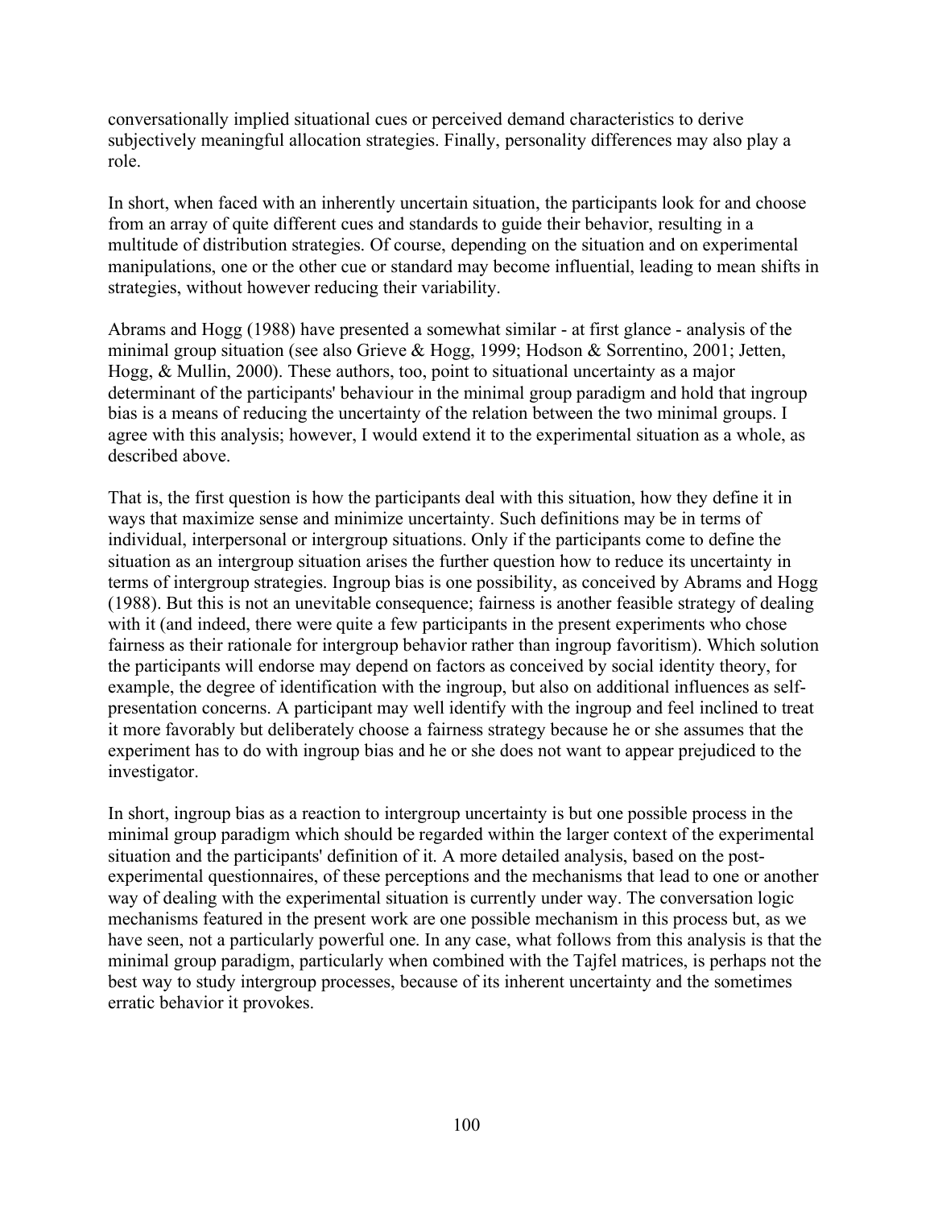conversationally implied situational cues or perceived demand characteristics to derive subjectively meaningful allocation strategies. Finally, personality differences may also play a role.

In short, when faced with an inherently uncertain situation, the participants look for and choose from an array of quite different cues and standards to guide their behavior, resulting in a multitude of distribution strategies. Of course, depending on the situation and on experimental manipulations, one or the other cue or standard may become influential, leading to mean shifts in strategies, without however reducing their variability.

Abrams and Hogg (1988) have presented a somewhat similar - at first glance - analysis of the minimal group situation (see also Grieve & Hogg, 1999; Hodson & Sorrentino, 2001; Jetten, Hogg, & Mullin, 2000). These authors, too, point to situational uncertainty as a major determinant of the participants' behaviour in the minimal group paradigm and hold that ingroup bias is a means of reducing the uncertainty of the relation between the two minimal groups. I agree with this analysis; however, I would extend it to the experimental situation as a whole, as described above.

That is, the first question is how the participants deal with this situation, how they define it in ways that maximize sense and minimize uncertainty. Such definitions may be in terms of individual, interpersonal or intergroup situations. Only if the participants come to define the situation as an intergroup situation arises the further question how to reduce its uncertainty in terms of intergroup strategies. Ingroup bias is one possibility, as conceived by Abrams and Hogg (1988). But this is not an unevitable consequence; fairness is another feasible strategy of dealing with it (and indeed, there were quite a few participants in the present experiments who chose fairness as their rationale for intergroup behavior rather than ingroup favoritism). Which solution the participants will endorse may depend on factors as conceived by social identity theory, for example, the degree of identification with the ingroup, but also on additional influences as self-presentation concerns. A participant may well identify with the ingroup and feel inclined to treat it more favorably but deliberately choose a fairness strategy because he or she assumes that the experiment has to do with ingroup bias and he or she does not want to appear prejudiced to the investigator.

In short, ingroup bias as a reaction to intergroup uncertainty is but one possible process in the minimal group paradigm which should be regarded within the larger context of the experimental situation and the participants' definition of it. A more detailed analysis, based on the post-experimental questionnaires, of these perceptions and the mechanisms that lead to one or another way of dealing with the experimental situation is currently under way. The conversation logic mechanisms featured in the present work are one possible mechanism in this process but, as we have seen, not a particularly powerful one. In any case, what follows from this analysis is that the minimal group paradigm, particularly when combined with the Tajfel matrices, is perhaps not the best way to study intergroup processes, because of its inherent uncertainty and the sometimes erratic behavior it provokes.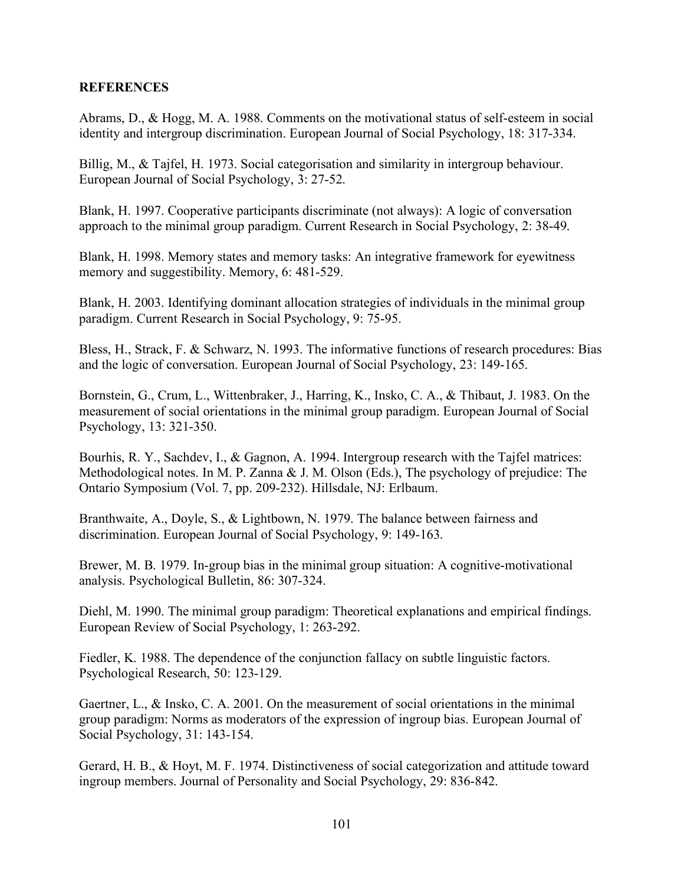**REFERENCES**

Abrams, D., & Hogg, M. A. 1988. Comments on the motivational status of self-esteem in social identity and intergroup discrimination. European Journal of Social Psychology, 18: 317-334.

Billig, M., & Tajfel, H. 1973. Social categorisation and similarity in intergroup behaviour. European Journal of Social Psychology, 3: 27-52.

Blank, H. 1997. Cooperative participants discriminate (not always): A logic of conversation approach to the minimal group paradigm. Current Research in Social Psychology, 2: 38-49.

Blank, H. 1998. Memory states and memory tasks: An integrative framework for eyewitness memory and suggestibility. Memory, 6: 481-529.

Blank, H. 2003. Identifying dominant allocation strategies of individuals in the minimal group paradigm. Current Research in Social Psychology, 9: 75-95.

Bless, H., Strack, F. & Schwarz, N. 1993. The informative functions of research procedures: Bias and the logic of conversation. European Journal of Social Psychology, 23: 149-165.

Bornstein, G., Crum, L., Wittenbraker, J., Harring, K., Insko, C. A., & Thibaut, J. 1983. On the measurement of social orientations in the minimal group paradigm. European Journal of Social Psychology, 13: 321-350.

Bourhis, R. Y., Sachdev, I., & Gagnon, A. 1994. Intergroup research with the Tajfel matrices: Methodological notes. In M. P. Zanna & J. M. Olson (Eds.), The psychology of prejudice: The Ontario Symposium (Vol. 7, pp. 209-232). Hillsdale, NJ: Erlbaum.

Branthwaite, A., Doyle, S., & Lightbown, N. 1979. The balance between fairness and discrimination. European Journal of Social Psychology, 9: 149-163.

Brewer, M. B. 1979. In-group bias in the minimal group situation: A cognitive-motivational analysis. Psychological Bulletin, 86: 307-324.

Diehl, M. 1990. The minimal group paradigm: Theoretical explanations and empirical findings. European Review of Social Psychology, 1: 263-292.

Fiedler, K. 1988. The dependence of the conjunction fallacy on subtle linguistic factors. Psychological Research, 50: 123-129.

Gaertner, L., & Insko, C. A. 2001. On the measurement of social orientations in the minimal group paradigm: Norms as moderators of the expression of ingroup bias. European Journal of Social Psychology, 31: 143-154.

Gerard, H. B., & Hoyt, M. F. 1974. Distinctiveness of social categorization and attitude toward ingroup members. Journal of Personality and Social Psychology, 29: 836-842.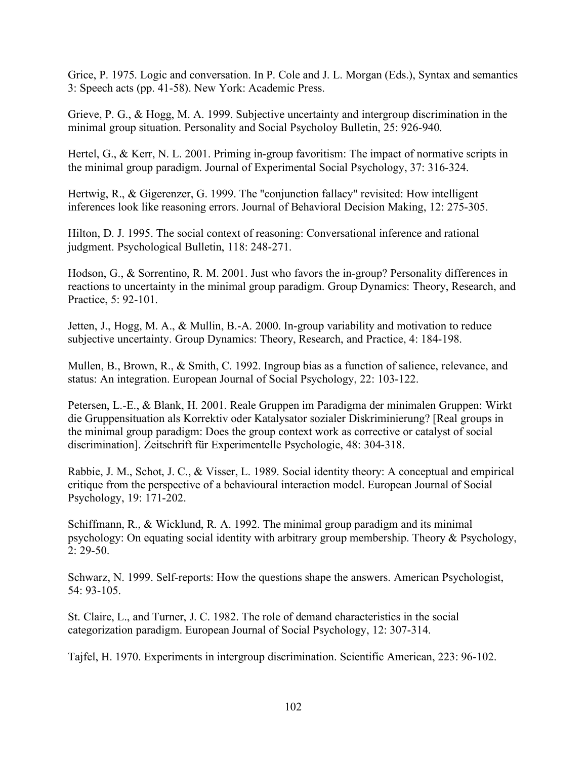Grice, P. 1975. Logic and conversation. In P. Cole and J. L. Morgan (Eds.), Syntax and semantics 3: Speech acts (pp. 41-58). New York: Academic Press.

Grieve, P. G., & Hogg, M. A. 1999. Subjective uncertainty and intergroup discrimination in the minimal group situation. Personality and Social Psycholoy Bulletin, 25: 926-940.

Hertel, G., & Kerr, N. L. 2001. Priming in-group favoritism: The impact of normative scripts in the minimal group paradigm. Journal of Experimental Social Psychology, 37: 316-324.

Hertwig, R., & Gigerenzer, G. 1999. The "conjunction fallacy" revisited: How intelligent inferences look like reasoning errors. Journal of Behavioral Decision Making, 12: 275-305.

Hilton, D. J. 1995. The social context of reasoning: Conversational inference and rational judgment. Psychological Bulletin, 118: 248-271.

Hodson, G., & Sorrentino, R. M. 2001. Just who favors the in-group? Personality differences in reactions to uncertainty in the minimal group paradigm. Group Dynamics: Theory, Research, and Practice, 5: 92-101.

Jetten, J., Hogg, M. A., & Mullin, B.-A. 2000. In-group variability and motivation to reduce subjective uncertainty. Group Dynamics: Theory, Research, and Practice, 4: 184-198.

Mullen, B., Brown, R., & Smith, C. 1992. Ingroup bias as a function of salience, relevance, and status: An integration. European Journal of Social Psychology, 22: 103-122.

Petersen, L.-E., & Blank, H. 2001. Reale Gruppen im Paradigma der minimalen Gruppen: Wirkt die Gruppensituation als Korrektiv oder Katalysator sozialer Diskriminierung? [Real groups in the minimal group paradigm: Does the group context work as corrective or catalyst of social discrimination]. Zeitschrift für Experimentelle Psychologie, 48: 304-318.

Rabbie, J. M., Schot, J. C., & Visser, L. 1989. Social identity theory: A conceptual and empirical critique from the perspective of a behavioural interaction model. European Journal of Social Psychology, 19: 171-202.

Schiffmann, R., & Wicklund, R. A. 1992. The minimal group paradigm and its minimal psychology: On equating social identity with arbitrary group membership. Theory & Psychology, 2: 29-50.

Schwarz, N. 1999. Self-reports: How the questions shape the answers. American Psychologist, 54: 93-105.

St. Claire, L., and Turner, J. C. 1982. The role of demand characteristics in the social categorization paradigm. European Journal of Social Psychology, 12: 307-314.

Tajfel, H. 1970. Experiments in intergroup discrimination. Scientific American, 223: 96-102.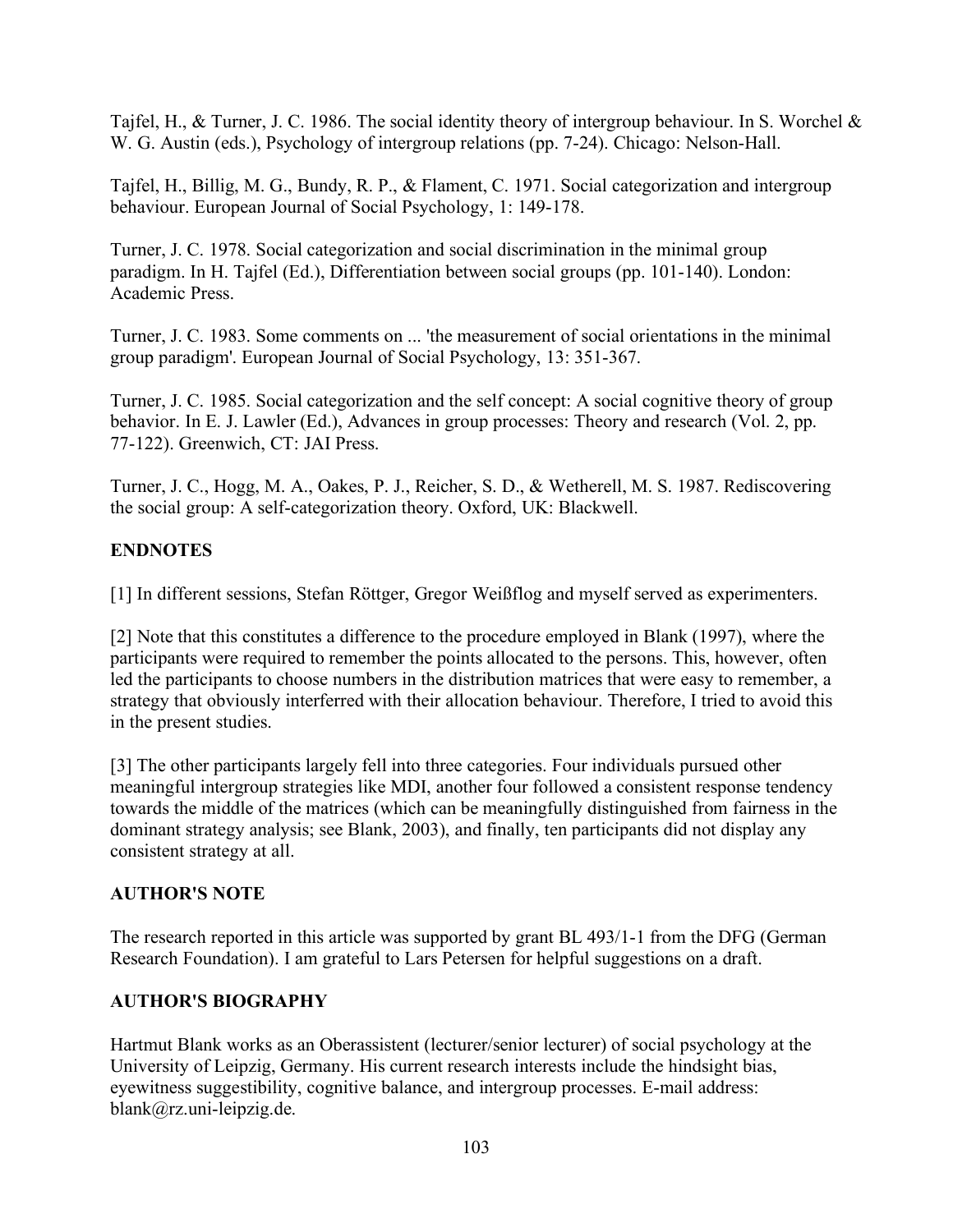Tajfel, H., & Turner, J. C. 1986. The social identity theory of intergroup behaviour. In S. Worchel & W. G. Austin (eds.), Psychology of intergroup relations (pp. 7-24). Chicago: Nelson-Hall.

Tajfel, H., Billig, M. G., Bundy, R. P., & Flament, C. 1971. Social categorization and intergroup behaviour. European Journal of Social Psychology, 1: 149-178.

Turner, J. C. 1978. Social categorization and social discrimination in the minimal group paradigm. In H. Tajfel (Ed.), Differentiation between social groups (pp. 101-140). London: Academic Press.

Turner, J. C. 1983. Some comments on ... 'the measurement of social orientations in the minimal group paradigm'. European Journal of Social Psychology, 13: 351-367.

Turner, J. C. 1985. Social categorization and the self concept: A social cognitive theory of group behavior. In E. J. Lawler (Ed.), Advances in group processes: Theory and research (Vol. 2, pp. 77-122). Greenwich, CT: JAI Press.

Turner, J. C., Hogg, M. A., Oakes, P. J., Reicher, S. D., & Wetherell, M. S. 1987. Rediscovering the social group: A self-categorization theory. Oxford, UK: Blackwell.

## ENDNOTES

[1] In different sessions, Stefan Röttger, Gregor Weißflog and myself served as experimenters.

[2] Note that this constitutes a difference to the procedure employed in Blank (1997), where the participants were required to remember the points allocated to the persons. This, however, often led the participants to choose numbers in the distribution matrices that were easy to remember, a strategy that obviously interferred with their allocation behaviour. Therefore, I tried to avoid this in the present studies.

[3] The other participants largely fell into three categories. Four individuals pursued other meaningful intergroup strategies like MDI, another four followed a consistent response tendency towards the middle of the matrices (which can be meaningfully distinguished from fairness in the dominant strategy analysis; see Blank, 2003), and finally, ten participants did not display any consistent strategy at all.

## AUTHOR'S NOTE

The research reported in this article was supported by grant BL 493/1-1 from the DFG (German Research Foundation). I am grateful to Lars Petersen for helpful suggestions on a draft.

## AUTHOR'S BIOGRAPHY

Hartmut Blank works as an Oberassistent (lecturer/senior lecturer) of social psychology at the University of Leipzig, Germany. His current research interests include the hindsight bias, eyewitness suggestibility, cognitive balance, and intergroup processes. E-mail address: blank@rz.uni-leipzig.de.